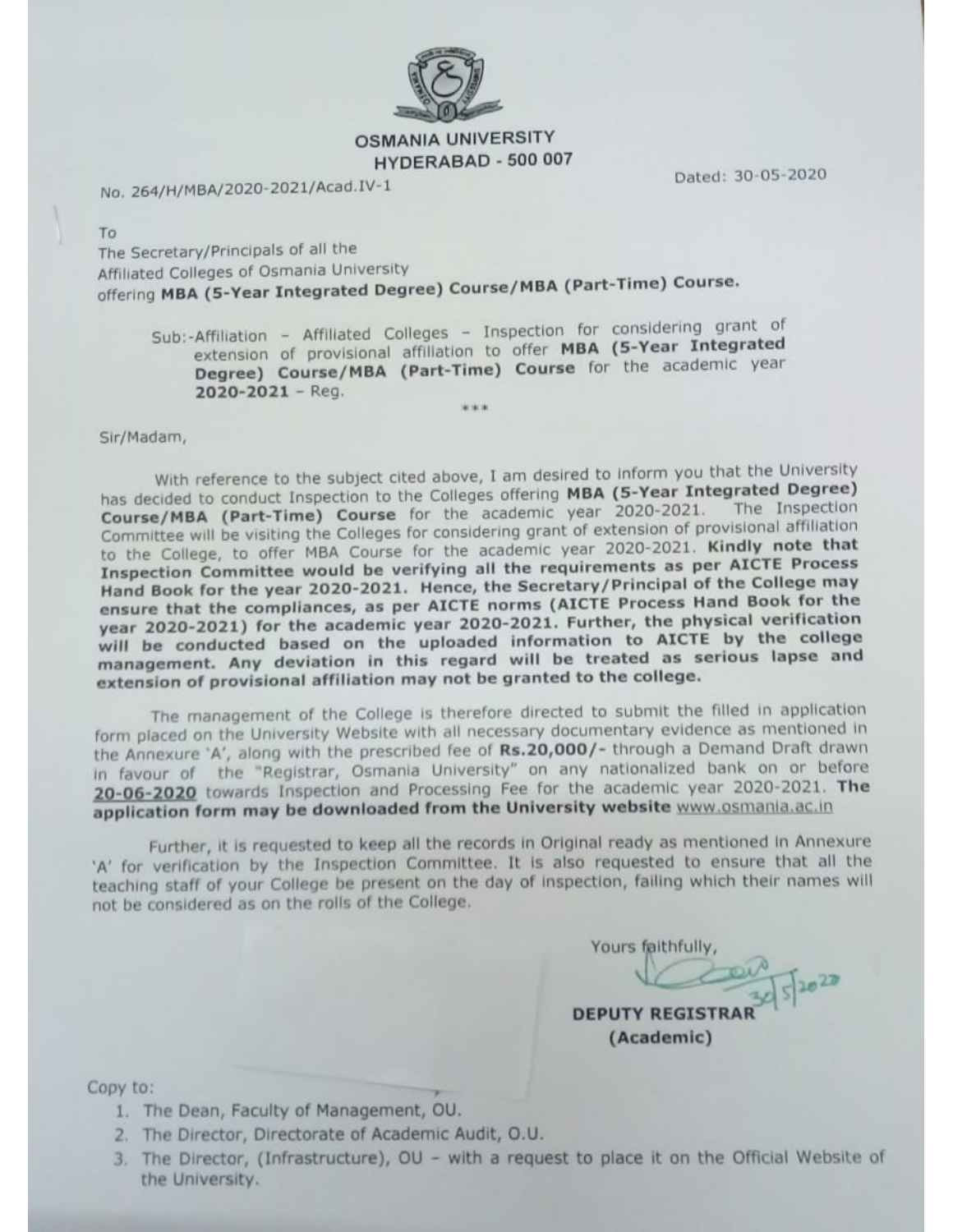# OSMANIA UNIVERSITY
## HYDERABAD - 500 007

No. 264/H/MBA/2020-2021/Acad.IV-1

Dated: 30-05-2020

To
The Secretary/Principals of all the
Affiliated Colleges of Osmania University
offering **MBA (5-Year Integrated Degree) Course/MBA (Part-Time) Course.**

Sub:-Affiliation - Affiliated Colleges - Inspection for considering grant of extension of provisional affiliation to offer **MBA (5-Year Integrated Degree) Course/MBA (Part-Time) Course** for the academic year **2020-2021** - Reg.

***

Sir/Madam,

With reference to the subject cited above, I am desired to inform you that the University has decided to conduct Inspection to the Colleges offering **MBA (5-Year Integrated Degree) Course/MBA (Part-Time) Course** for the academic year 2020-2021. The Inspection Committee will be visiting the Colleges for considering grant of extension of provisional affiliation to the College, to offer MBA Course for the academic year 2020-2021. **Kindly note that Inspection Committee would be verifying all the requirements as per AICTE Process Hand Book for the year 2020-2021. Hence, the Secretary/Principal of the College may ensure that the compliances, as per AICTE norms (AICTE Process Hand Book for the year 2020-2021) for the academic year 2020-2021. Further, the physical verification will be conducted based on the uploaded information to AICTE by the college management. Any deviation in this regard will be treated as serious lapse and extension of provisional affiliation may not be granted to the college.**

The management of the College is therefore directed to submit the filled in application form placed on the University Website with all necessary documentary evidence as mentioned in the Annexure 'A', along with the prescribed fee of **Rs.20,000/-** through a Demand Draft drawn in favour of the "Registrar, Osmania University" on any nationalized bank on or before **20-06-2020** towards Inspection and Processing Fee for the academic year 2020-2021. **The application form may be downloaded from the University website** www.osmania.ac.in

Further, it is requested to keep all the records in Original ready as mentioned in Annexure 'A' for verification by the Inspection Committee. It is also requested to ensure that all the teaching staff of your College be present on the day of inspection, failing which their names will not be considered as on the rolls of the College.

Yours faithfully,

30/5/2020

**DEPUTY REGISTRAR**
**(Academic)**

Copy to:

1. The Dean, Faculty of Management, OU.
2. The Director, Directorate of Academic Audit, O.U.
3. The Director, (Infrastructure), OU - with a request to place it on the Official Website of the University.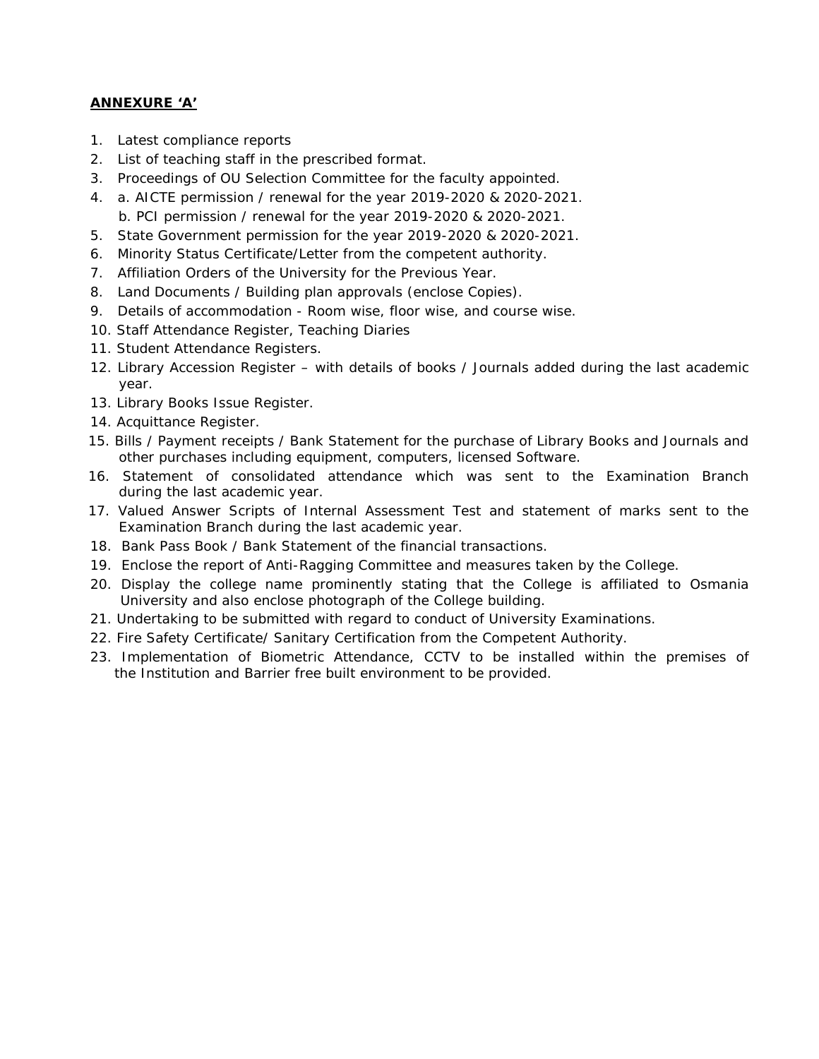**ANNEXURE 'A'**

1. Latest compliance reports
2. List of teaching staff in the prescribed format.
3. Proceedings of OU Selection Committee for the faculty appointed.
4. a. AICTE permission / renewal for the year 2019-2020 & 2020-2021.
   b. PCI permission / renewal for the year 2019-2020 & 2020-2021.
5. State Government permission for the year 2019-2020 & 2020-2021.
6. Minority Status Certificate/Letter from the competent authority.
7. Affiliation Orders of the University for the Previous Year.
8. Land Documents / Building plan approvals (enclose Copies).
9. Details of accommodation - Room wise, floor wise, and course wise.
10. Staff Attendance Register, Teaching Diaries
11. Student Attendance Registers.
12. Library Accession Register – with details of books / Journals added during the last academic year.
13. Library Books Issue Register.
14. Acquittance Register.
15. Bills / Payment receipts / Bank Statement for the purchase of Library Books and Journals and other purchases including equipment, computers, licensed Software.
16. Statement of consolidated attendance which was sent to the Examination Branch during the last academic year.
17. Valued Answer Scripts of Internal Assessment Test and statement of marks sent to the Examination Branch during the last academic year.
18. Bank Pass Book / Bank Statement of the financial transactions.
19. Enclose the report of Anti-Ragging Committee and measures taken by the College.
20. Display the college name prominently stating that the College is affiliated to Osmania University and also enclose photograph of the College building.
21. Undertaking to be submitted with regard to conduct of University Examinations.
22. Fire Safety Certificate/ Sanitary Certification from the Competent Authority.
23. Implementation of Biometric Attendance, CCTV to be installed within the premises of the Institution and Barrier free built environment to be provided.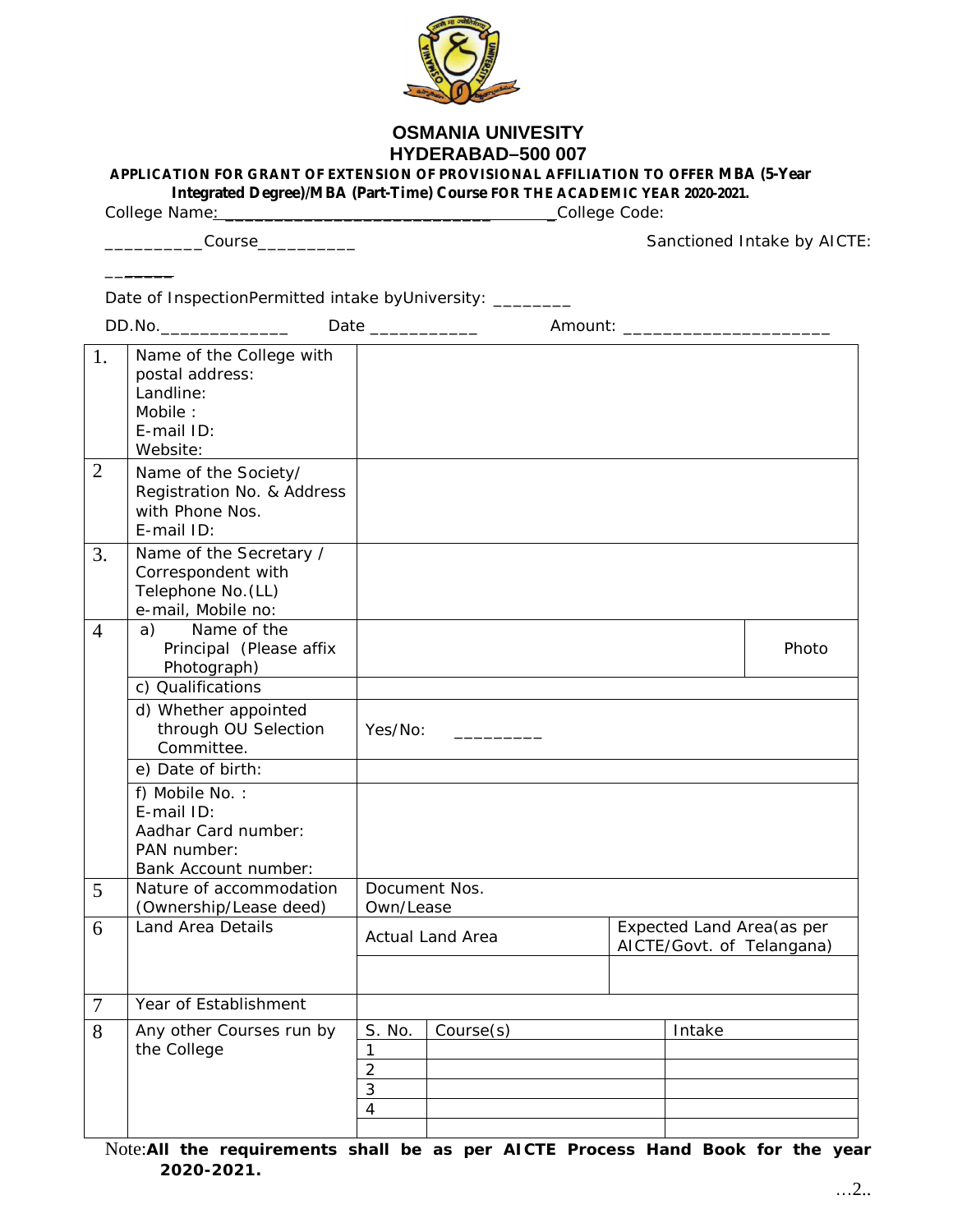# OSMANIA UNIVESITY
## HYDERABAD–500 007

**APPLICATION FOR GRANT OF EXTENSION OF PROVISIONAL AFFILIATION TO OFFER MBA (5-Year Integrated Degree)/MBA (Part-Time) Course FOR THE ACADEMIC YEAR 2020-2021.**

College Name:___________________________________College Code:

__________Course__________ Sanctioned Intake by AICTE: _______

Date of InspectionPermitted intake byUniversity: ________

DD.No._____________ Date ___________ Amount: ____________________

| | | | | |
|---|---|---|---|---|
| 1. | Name of the College with postal address:<br>Landline:<br>Mobile :<br>E-mail ID:<br>Website: | | | |
| 2 | Name of the Society/ Registration No. & Address with Phone Nos.<br>E-mail ID: | | | |
| 3. | Name of the Secretary / Correspondent with Telephone No.(LL)<br>e-mail, Mobile no: | | | |
| 4 | a) Name of the Principal (Please affix Photograph) | | | Photo |
| | c) Qualifications | | | |
| | d) Whether appointed through OU Selection Committee. | Yes/No: _________ | | |
| | e) Date of birth: | | | |
| | f) Mobile No. :<br>E-mail ID:<br>Aadhar Card number:<br>PAN number:<br>Bank Account number: | | | |
| 5 | Nature of accommodation (Ownership/Lease deed) | Document Nos.<br>Own/Lease | | |
| 6 | Land Area Details | Actual Land Area | Expected Land Area(as per AICTE/Govt. of Telangana) | |
| | | | | |
| 7 | Year of Establishment | | | |
| 8 | Any other Courses run by the College | S. No. | Course(s) | Intake |
| | | 1 | | |
| | | 2 | | |
| | | 3 | | |
| | | 4 | | |
| | | | | |

Note:**All the requirements shall be as per AICTE Process Hand Book for the year 2020-2021.**

…2..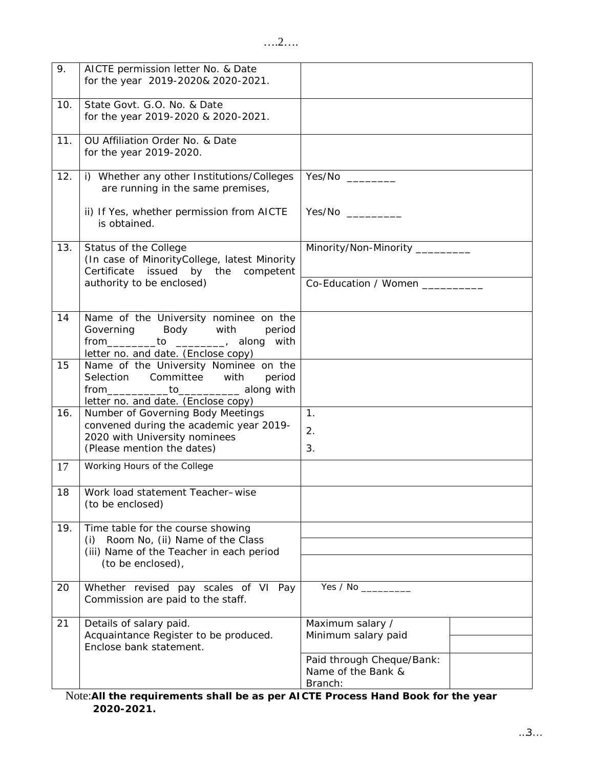| 9. | AICTE permission letter No. & Date for the year 2019-2020& 2020-2021. | | |
|---|---|---|---|
| 10. | State Govt. G.O. No. & Date for the year 2019-2020 & 2020-2021. | | |
| 11. | OU Affiliation Order No. & Date for the year 2019-2020. | | |
| 12. | i) Whether any other Institutions/Colleges are running in the same premises, | Yes/No ________ | |
| | ii) If Yes, whether permission from AICTE is obtained. | Yes/No _________ | |
| 13. | Status of the College (In case of MinorityCollege, latest Minority Certificate issued by the competent authority to be enclosed) | Minority/Non-Minority _________ | |
| | | Co-Education / Women __________ | |
| 14 | Name of the University nominee on the Governing Body with period from________to ________, along with letter no. and date. (Enclose copy) | | |
| 15 | Name of the University Nominee on the Selection Committee with period from__________to__________ along with letter no. and date. (Enclose copy) | | |
| 16. | Number of Governing Body Meetings convened during the academic year 2019-2020 with University nominees (Please mention the dates) | 1.<br>2.<br>3. | |
| 17 | Working Hours of the College | | |
| 18 | Work load statement Teacher–wise (to be enclosed) | | |
| 19. | Time table for the course showing (i) Room No, (ii) Name of the Class (iii) Name of the Teacher in each period (to be enclosed), | | |
| 20 | Whether revised pay scales of VI Pay Commission are paid to the staff. | Yes / No _________ | |
| 21 | Details of salary paid. Acquaintance Register to be produced. Enclose bank statement. | Maximum salary / Minimum salary paid | |
| | | Paid through Cheque/Bank: Name of the Bank & Branch: | |

Note:**All the requirements shall be as per AICTE Process Hand Book for the year 2020-2021.**

..3…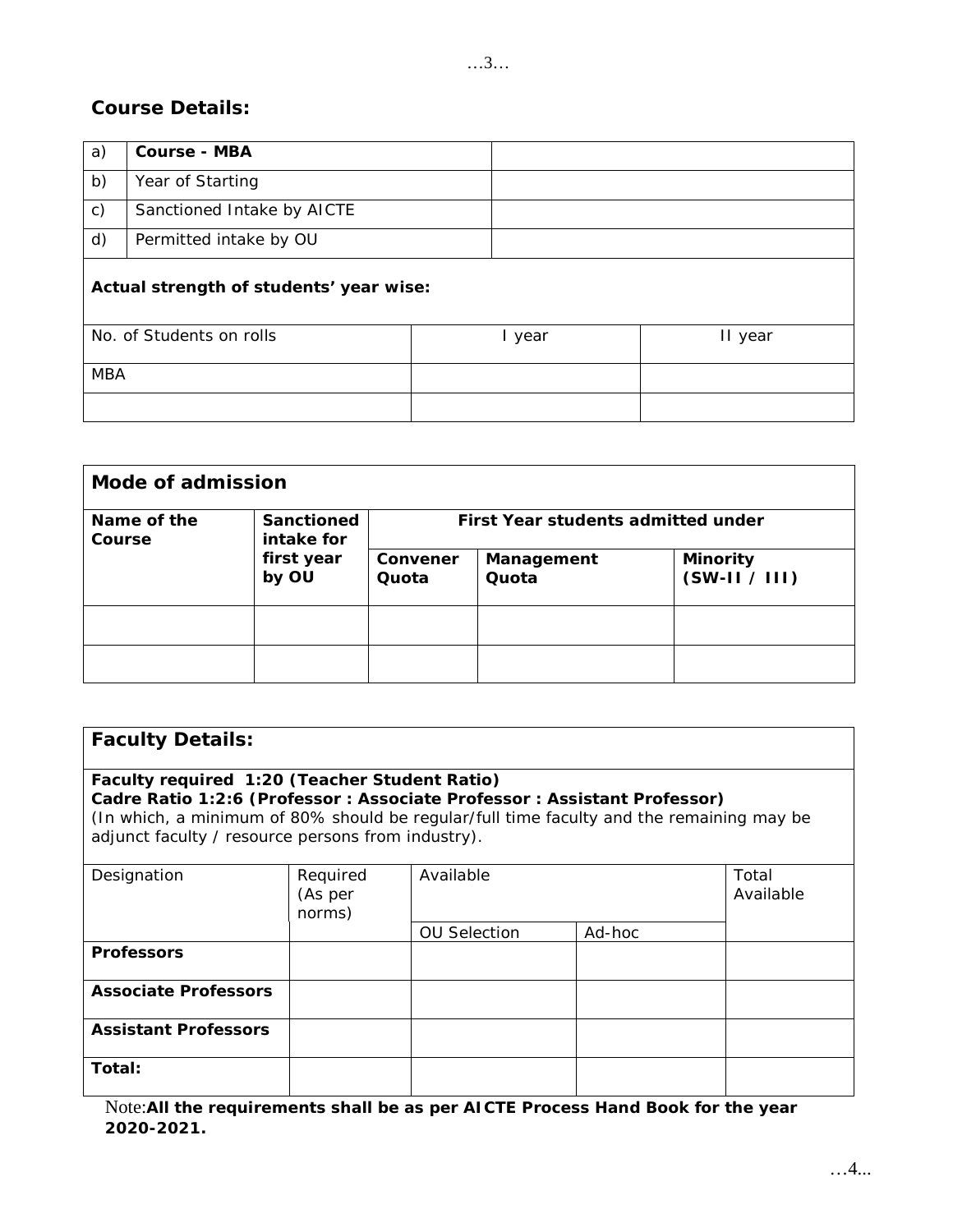## Course Details:

| a) | **Course - MBA** | |
|---|---|---|
| b) | Year of Starting | |
| c) | Sanctioned Intake by AICTE | |
| d) | Permitted intake by OU | |

**Actual strength of students' year wise:**

| No. of Students on rolls | I year | II year |
|---|---|---|
| MBA | | |
| | | |

| **Mode of admission** | | | | |
|---|---|---|---|---|
| **Name of the Course** | **Sanctioned intake for first year by OU** | **First Year students admitted under** | | |
| | | **Convener Quota** | **Management Quota** | **Minority (SW-II / III)** |
| | | | | |
| | | | | |

## Faculty Details:

**Faculty required 1:20 (Teacher Student Ratio)**
**Cadre Ratio 1:2:6 (Professor : Associate Professor : Assistant Professor)**
(In which, a minimum of 80% should be regular/full time faculty and the remaining may be adjunct faculty / resource persons from industry).

| Designation | Required (As per norms) | Available | | Total Available |
|---|---|---|---|---|
| | | OU Selection | Ad-hoc | |
| **Professors** | | | | |
| **Associate Professors** | | | | |
| **Assistant Professors** | | | | |
| **Total:** | | | | |

Note: **All the requirements shall be as per AICTE Process Hand Book for the year 2020-2021.**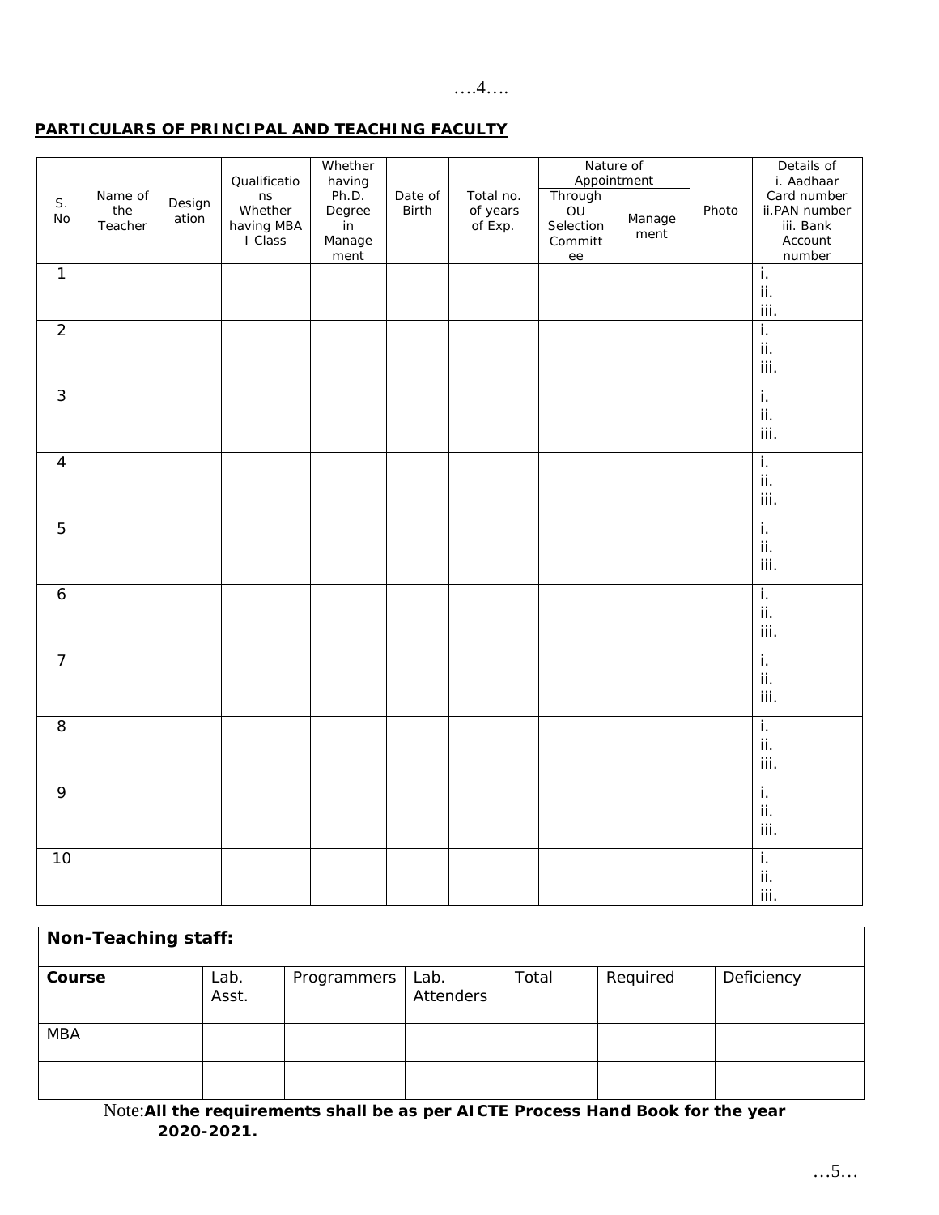**PARTICULARS OF PRINCIPAL AND TEACHING FACULTY**

| S. No | Name of the Teacher | Designation | Qualifications Whether having MBA I Class | Whether having Ph.D. Degree in Management | Date of Birth | Total no. of years of Exp. | Nature of Appointment | | Photo | Details of i. Aadhaar Card number ii. PAN number iii. Bank Account number |
|---|---|---|---|---|---|---|---|---|---|---|
| | | | | | | | Through OU Selection Committee | Management | | |
| 1 | | | | | | | | | | i.<br>ii.<br>iii. |
| 2 | | | | | | | | | | i.<br>ii.<br>iii. |
| 3 | | | | | | | | | | i.<br>ii.<br>iii. |
| 4 | | | | | | | | | | i.<br>ii.<br>iii. |
| 5 | | | | | | | | | | i.<br>ii.<br>iii. |
| 6 | | | | | | | | | | i.<br>ii.<br>iii. |
| 7 | | | | | | | | | | i.<br>ii.<br>iii. |
| 8 | | | | | | | | | | i.<br>ii.<br>iii. |
| 9 | | | | | | | | | | i.<br>ii.<br>iii. |
| 10 | | | | | | | | | | i.<br>ii.<br>iii. |

| **Non-Teaching staff:** | | | | | | |
|---|---|---|---|---|---|---|
| **Course** | Lab. Asst. | Programmers | Lab. Attenders | Total | Required | Deficiency |
| MBA | | | | | | |
| | | | | | | |

Note: **All the requirements shall be as per AICTE Process Hand Book for the year 2020-2021.**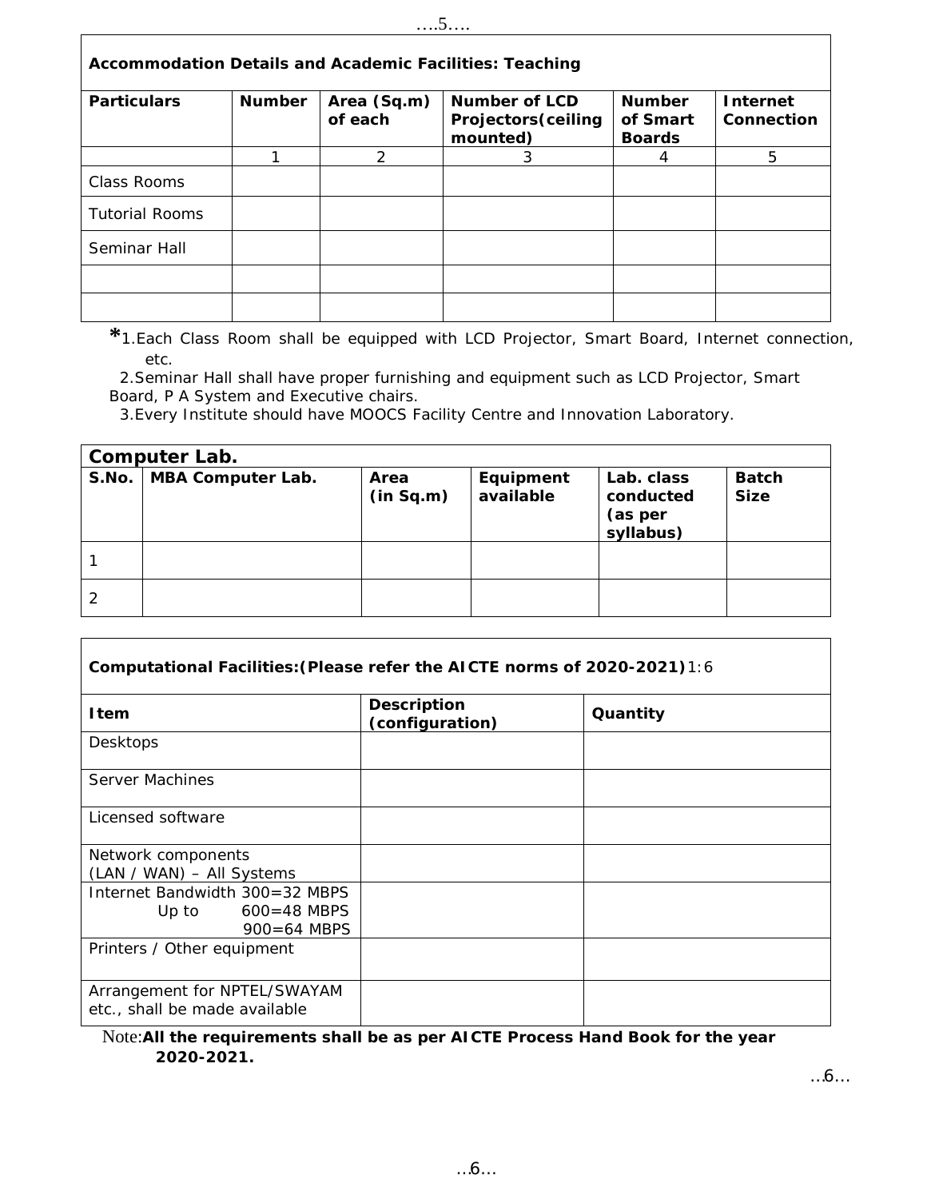**Accommodation Details and Academic Facilities: Teaching**

| Particulars | Number | Area (Sq.m) of each | Number of LCD Projectors(ceiling mounted) | Number of Smart Boards | Internet Connection |
|---|---|---|---|---|---|
| | 1 | 2 | 3 | 4 | 5 |
| Class Rooms | | | | | |
| Tutorial Rooms | | | | | |
| Seminar Hall | | | | | |
| | | | | | |
| | | | | | |

*1.Each Class Room shall be equipped with LCD Projector, Smart Board, Internet connection, etc.
2.Seminar Hall shall have proper furnishing and equipment such as LCD Projector, Smart Board, P A System and Executive chairs.
3.Every Institute should have MOOCS Facility Centre and Innovation Laboratory.

**Computer Lab.**

| S.No. | MBA Computer Lab. | Area (in Sq.m) | Equipment available | Lab. class conducted (as per syllabus) | Batch Size |
|---|---|---|---|---|---|
| 1 | | | | | |
| 2 | | | | | |

**Computational Facilities:(Please refer the AICTE norms of 2020-2021)** 1:6

| Item | Description (configuration) | Quantity |
|---|---|---|
| Desktops | | |
| Server Machines | | |
| Licensed software | | |
| Network components (LAN / WAN) – All Systems | | |
| Internet Bandwidth 300=32 MBPS Up to 600=48 MBPS 900=64 MBPS | | |
| Printers / Other equipment | | |
| Arrangement for NPTEL/SWAYAM etc., shall be made available | | |

Note:**All the requirements shall be as per AICTE Process Hand Book for the year 2020-2021.**

…6…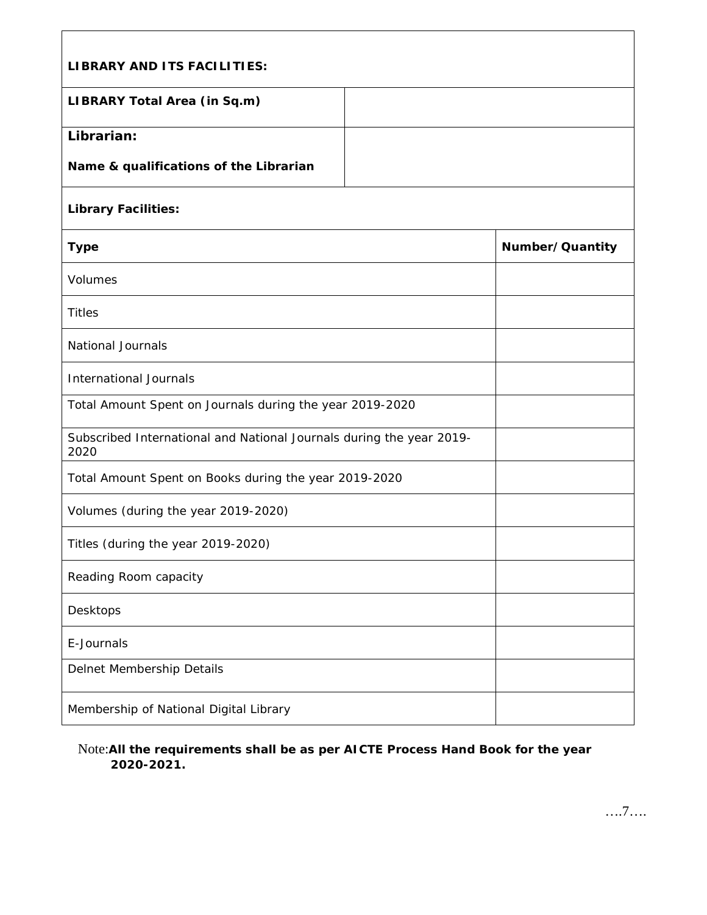**LIBRARY AND ITS FACILITIES:**

| **LIBRARY Total Area (in Sq.m)** | |
|---|---|
| **Librarian:**<br><br>**Name & qualifications of the Librarian** | |

**Library Facilities:**

| **Type** | **Number/Quantity** |
|---|---|
| Volumes | |
| Titles | |
| National Journals | |
| International Journals | |
| Total Amount Spent on Journals during the year 2019-2020 | |
| Subscribed International and National Journals during the year 2019-2020 | |
| Total Amount Spent on Books during the year 2019-2020 | |
| Volumes (during the year 2019-2020) | |
| Titles (during the year 2019-2020) | |
| Reading Room capacity | |
| Desktops | |
| E-Journals | |
| Delnet Membership Details | |
| Membership of National Digital Library | |

Note: **All the requirements shall be as per AICTE Process Hand Book for the year 2020-2021.**

….7….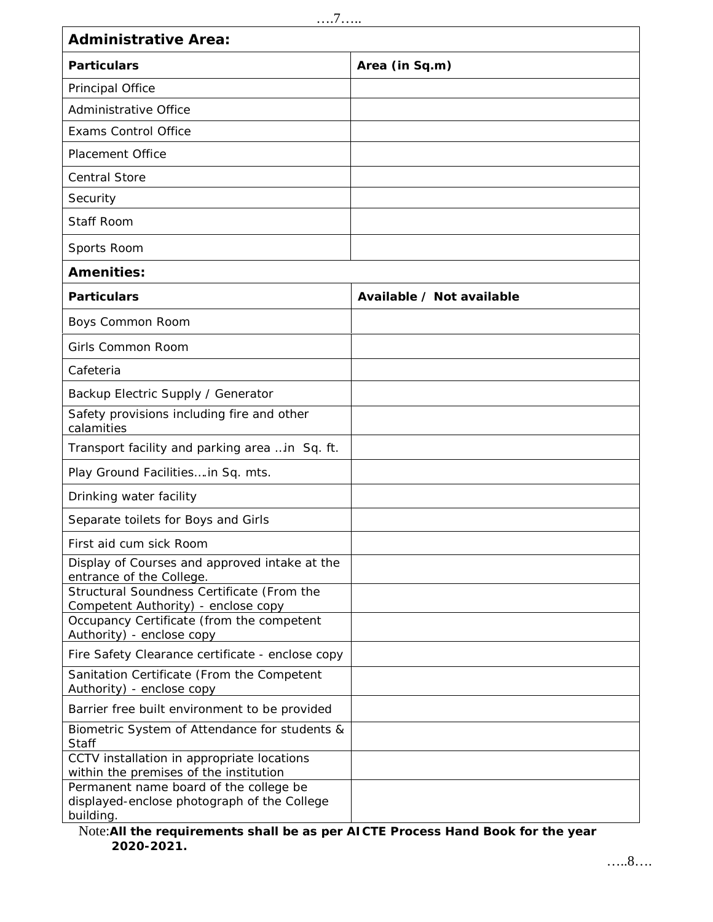| **Administrative Area:** | |
|---|---|
| **Particulars** | **Area (in Sq.m)** |
| Principal Office | |
| Administrative Office | |
| Exams Control Office | |
| Placement Office | |
| Central Store | |
| Security | |
| Staff Room | |
| Sports Room | |

| **Amenities:** | |
|---|---|
| **Particulars** | **Available / Not available** |
| Boys Common Room | |
| Girls Common Room | |
| Cafeteria | |
| Backup Electric Supply / Generator | |
| Safety provisions including fire and other calamities | |
| Transport facility and parking area ...in Sq. ft. | |
| Play Ground Facilities....in Sq. mts. | |
| Drinking water facility | |
| Separate toilets for Boys and Girls | |
| First aid cum sick Room | |
| Display of Courses and approved intake at the entrance of the College. | |
| Structural Soundness Certificate (From the Competent Authority) - enclose copy | |
| Occupancy Certificate (from the competent Authority) - enclose copy | |
| Fire Safety Clearance certificate - enclose copy | |
| Sanitation Certificate (From the Competent Authority) - enclose copy | |
| Barrier free built environment to be provided | |
| Biometric System of Attendance for students & Staff | |
| CCTV installation in appropriate locations within the premises of the institution | |
| Permanent name board of the college be displayed-enclose photograph of the College building. | |

Note: **All the requirements shall be as per AICTE Process Hand Book for the year 2020-2021.**

…..8….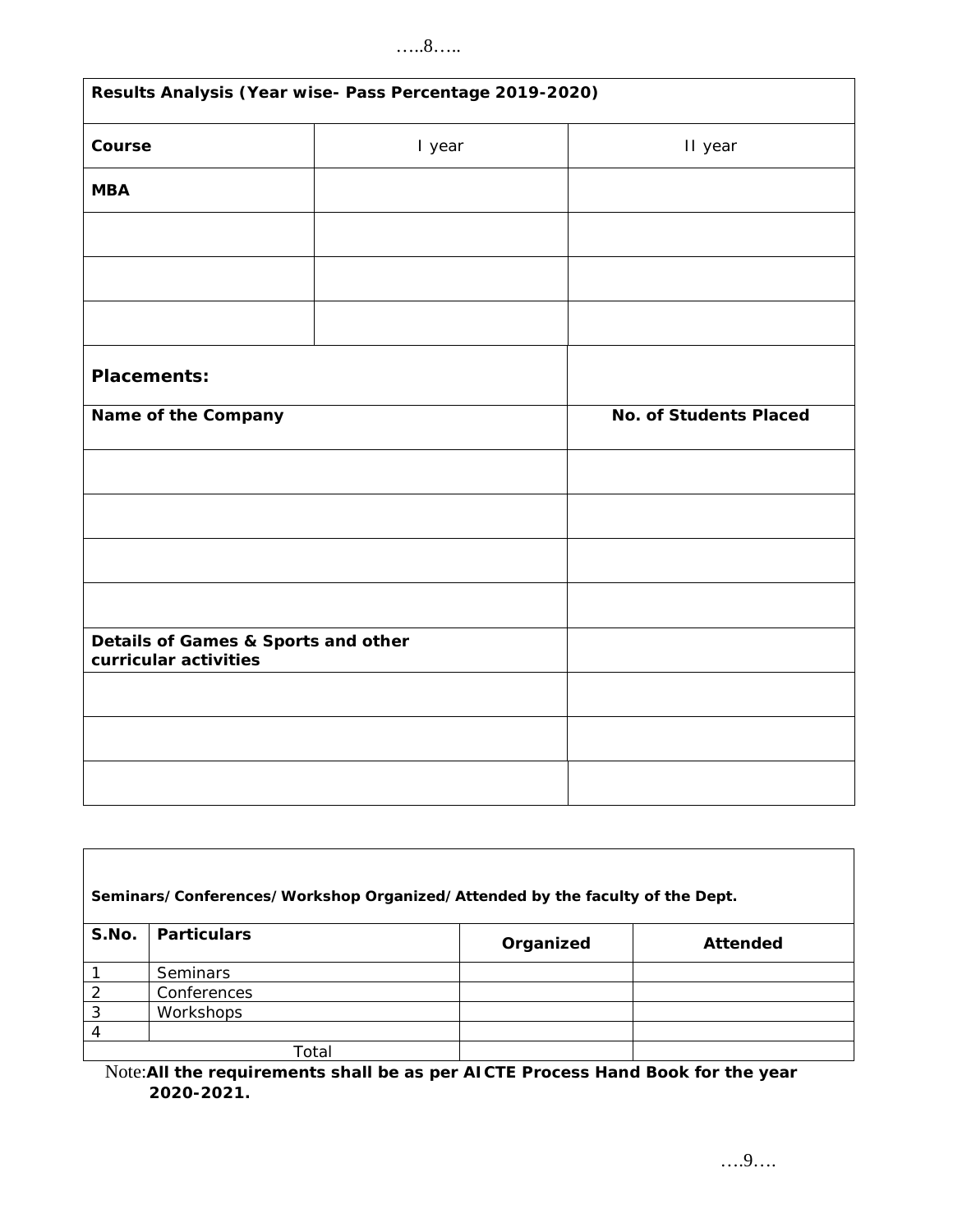| Results Analysis (Year wise- Pass Percentage 2019-2020) | | |
|---|---|---|
| **Course** | I year | II year |
| **MBA** | | |
| | | |
| | | |
| | | |

| **Placements:** | |
|---|---|
| **Name of the Company** | **No. of Students Placed** |
| | |
| | |
| | |
| | |
| **Details of Games & Sports and other curricular activities** | |
| | |
| | |
| | |

**Seminars/Conferences/Workshop Organized/Attended by the faculty of the Dept.**

| S.No. | Particulars | Organized | Attended |
|---|---|---|---|
| 1 | Seminars | | |
| 2 | Conferences | | |
| 3 | Workshops | | |
| 4 | | | |
| Total | | | |

Note: **All the requirements shall be as per AICTE Process Hand Book for the year 2020-2021.**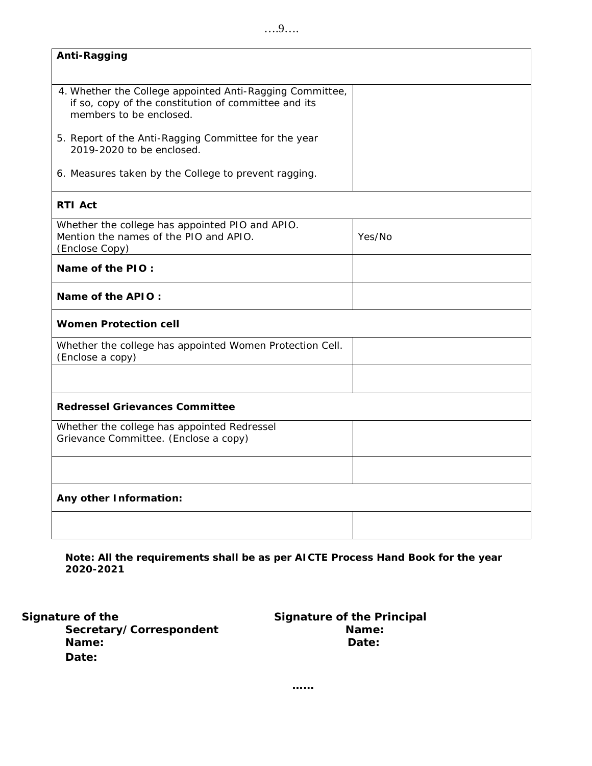| | |
|---|---|
| **Anti-Ragging** | |
| 4. Whether the College appointed Anti-Ragging Committee, if so, copy of the constitution of committee and its members to be enclosed.<br><br>5. Report of the Anti-Ragging Committee for the year 2019-2020 to be enclosed.<br><br>6. Measures taken by the College to prevent ragging. | |
| **RTI Act** | |
| Whether the college has appointed PIO and APIO. Mention the names of the PIO and APIO. (Enclose Copy) | Yes/No |
| **Name of the PIO :** | |
| **Name of the APIO :** | |
| **Women Protection cell** | |
| Whether the college has appointed Women Protection Cell. (Enclose a copy) | |
| | |
| **Redressel Grievances Committee** | |
| Whether the college has appointed Redressel Grievance Committee. (Enclose a copy) | |
| | |
| **Any other Information:** | |
| | |

**Note: All the requirements shall be as per AICTE Process Hand Book for the year 2020-2021**

**Signature of the Secretary/Correspondent**
**Name:**
**Date:**

**Signature of the Principal**
**Name:**
**Date:**

**……**